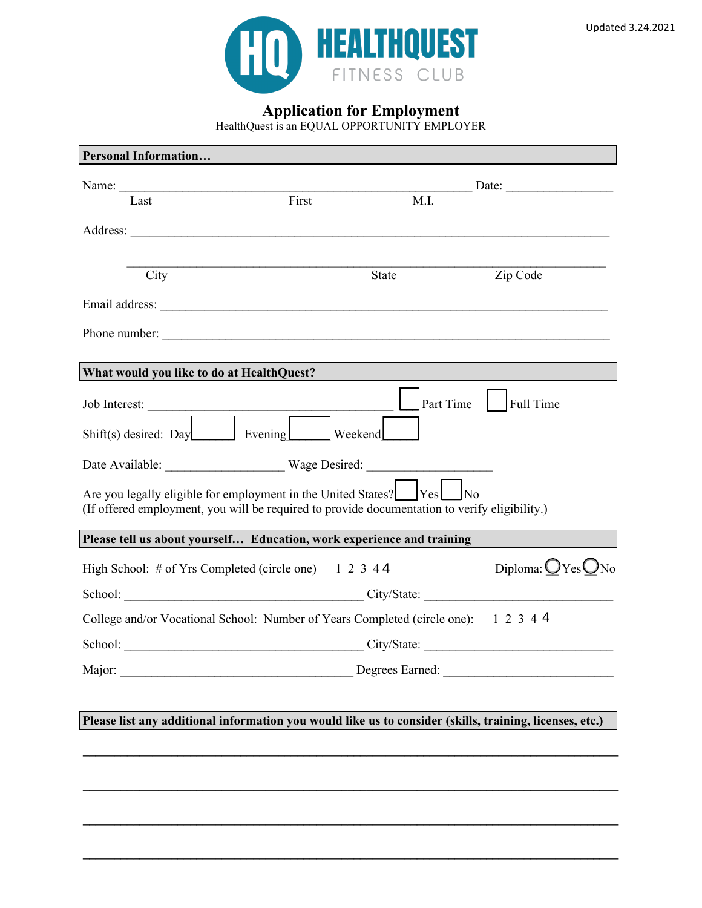Updated 3.24.2021

HEALTHQUEST FITNESS CLUB

# Application for Employment

HealthQuest is an EQUAL OPPORTUNITY EMPLOYER

## Personal Information…

Name: ___________________________________________________ Date: ________________
Last First M.I.

Address: ____________________________________________________________________

____________________________________________________________________________
City State Zip Code

Email address: _______________________________________________________________

Phone number: _______________________________________________________________

## What would you like to do at HealthQuest?

Job Interest: ____________________________________ ☐ Part Time ☐ Full Time

Shift(s) desired: Day ☐ Evening ☐ Weekend ☐

Date Available: __________________ Wage Desired: ___________________

Are you legally eligible for employment in the United States? ☐ Yes ☐ No
(If offered employment, you will be required to provide documentation to verify eligibility.)

## Please tell us about yourself… Education, work experience and training

High School: # of Yrs Completed (circle one) 1 2 3 4 4 Diploma: ○ Yes ○ No

School: ____________________________________ City/State: ____________________________

College and/or Vocational School: Number of Years Completed (circle one): 1 2 3 4 4

School: ____________________________________ City/State: ____________________________

Major: ____________________________________ Degrees Earned: _________________________

## Please list any additional information you would like us to consider (skills, training, licenses, etc.)

____________________________________________________________________________

____________________________________________________________________________

____________________________________________________________________________

____________________________________________________________________________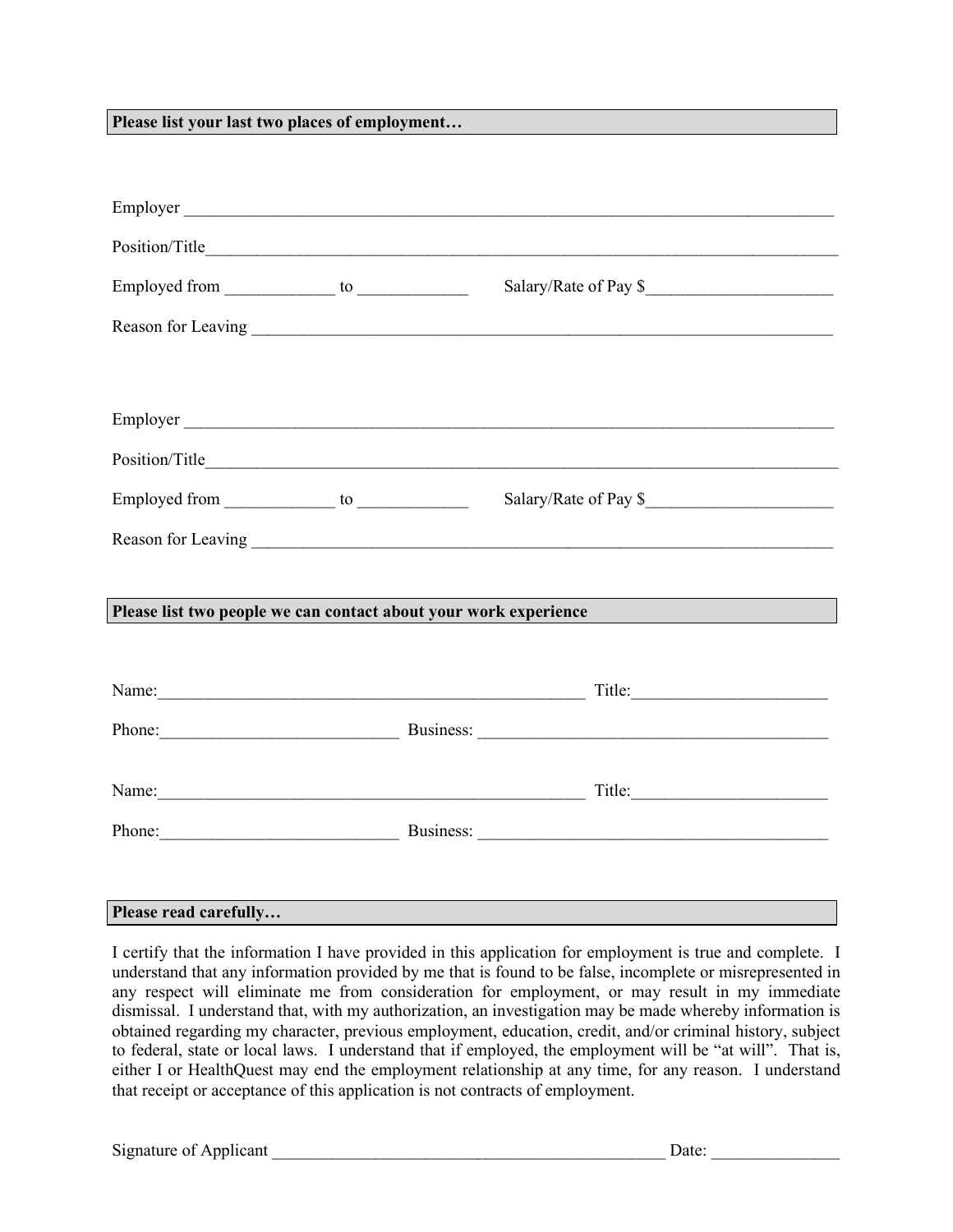**Please list your last two places of employment…**

Employer ______________________________________________________________________________

Position/Title__________________________________________________________________________

Employed from _____________ to _____________ Salary/Rate of Pay $______________________

Reason for Leaving _______________________________________________________________________

Employer ______________________________________________________________________________

Position/Title__________________________________________________________________________

Employed from _____________ to _____________ Salary/Rate of Pay $______________________

Reason for Leaving _______________________________________________________________________

**Please list two people we can contact about your work experience**

Name:___________________________________________________ Title:_______________________

Phone:____________________________ Business: __________________________________________

Name:___________________________________________________ Title:_______________________

Phone:____________________________ Business: __________________________________________

**Please read carefully…**

I certify that the information I have provided in this application for employment is true and complete. I understand that any information provided by me that is found to be false, incomplete or misrepresented in any respect will eliminate me from consideration for employment, or may result in my immediate dismissal. I understand that, with my authorization, an investigation may be made whereby information is obtained regarding my character, previous employment, education, credit, and/or criminal history, subject to federal, state or local laws. I understand that if employed, the employment will be "at will". That is, either I or HealthQuest may end the employment relationship at any time, for any reason. I understand that receipt or acceptance of this application is not contracts of employment.

Signature of Applicant ________________________________________________ Date: _______________